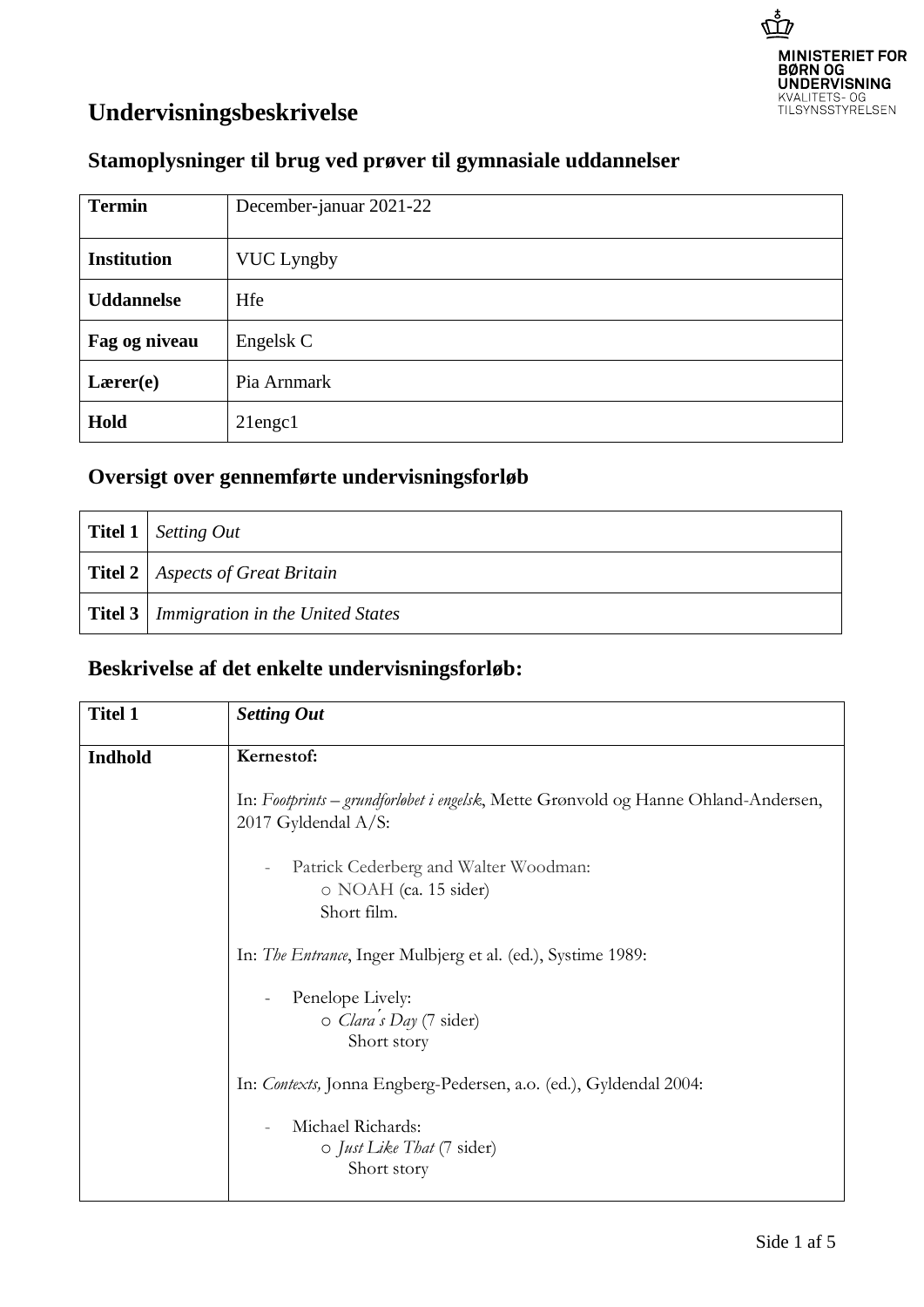MINISTERIET FOR BØRN OG UNDERVISNING
KVALITETS- OG TILSYNSSTYRELSEN

# Undervisningsbeskrivelse

## Stamoplysninger til brug ved prøver til gymnasiale uddannelser

| **Termin** | December-januar 2021-22 |
|---|---|
| **Institution** | VUC Lyngby |
| **Uddannelse** | Hfe |
| **Fag og niveau** | Engelsk C |
| **Lærer(e)** | Pia Arnmark |
| **Hold** | 21engc1 |

## Oversigt over gennemførte undervisningsforløb

| **Titel 1** | *Setting Out* |
|---|---|
| **Titel 2** | *Aspects of Great Britain* |
| **Titel 3** | *Immigration in the United States* |

## Beskrivelse af det enkelte undervisningsforløb:

| **Titel 1** | ***Setting Out*** |
|---|---|
| **Indhold** | **Kernestof:**<br><br>In: *Footprints – grundforløbet i engelsk*, Mette Grønvold og Hanne Ohland-Andersen, 2017 Gyldendal A/S:<br><br>- Patrick Cederberg and Walter Woodman:<br>  - NOAH (ca. 15 sider)<br>  Short film.<br><br>In: *The Entrance*, Inger Mulbjerg et al. (ed.), Systime 1989:<br><br>- Penelope Lively:<br>  - *Clara´s Day* (7 sider)<br>  Short story<br><br>In: *Contexts,* Jonna Engberg-Pedersen, a.o. (ed.), Gyldendal 2004:<br><br>- Michael Richards:<br>  - *Just Like That* (7 sider)<br>  Short story |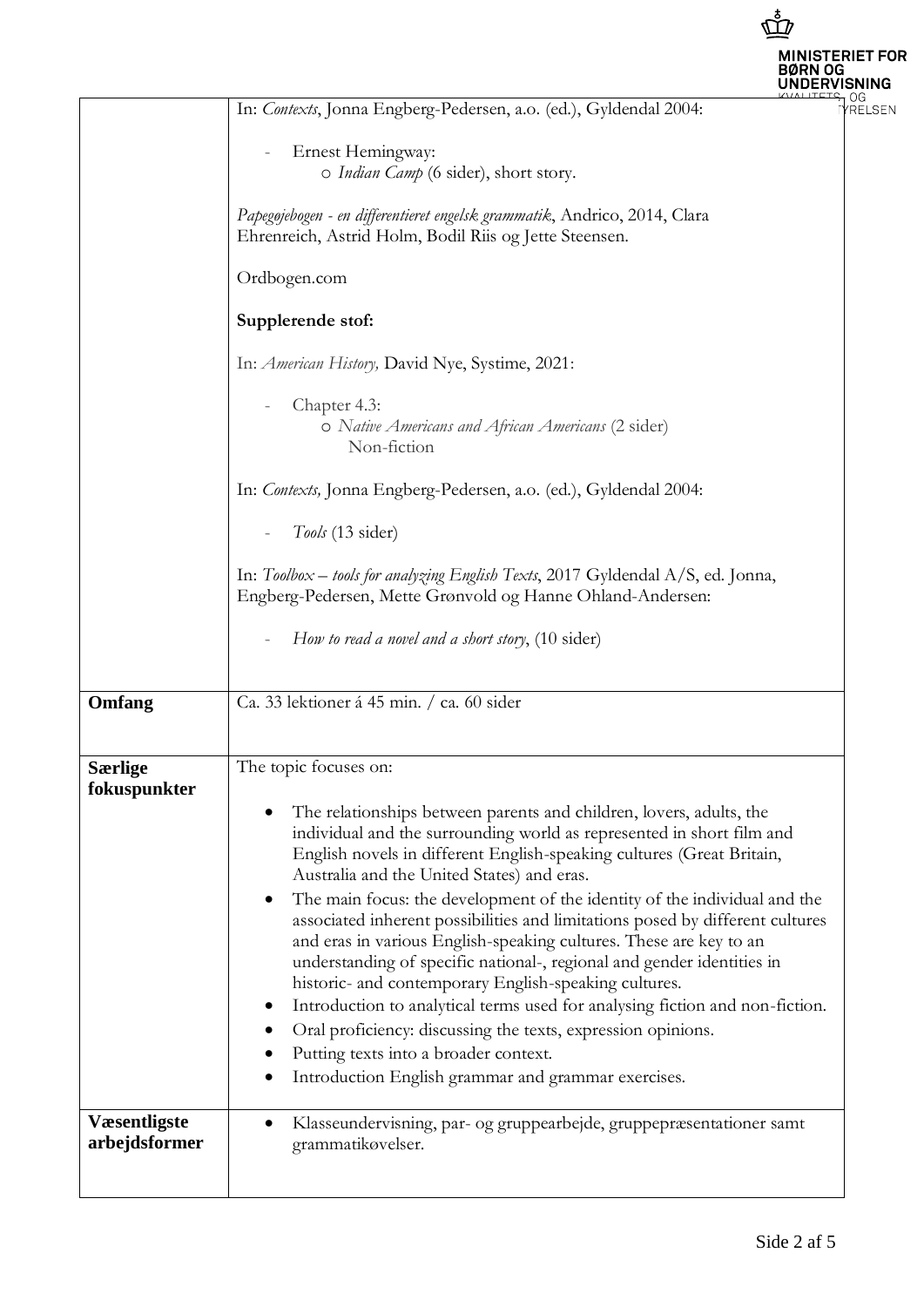| | |
|---|---|
| | In: *Contexts*, Jonna Engberg-Pedersen, a.o. (ed.), Gyldendal 2004:<br><br>- Ernest Hemingway:<br>&nbsp;&nbsp;&nbsp;&nbsp;o *Indian Camp* (6 sider), short story.<br><br>*Papegøjebogen - en differentieret engelsk grammatik*, Andrico, 2014, Clara Ehrenreich, Astrid Holm, Bodil Riis og Jette Steensen.<br><br>Ordbogen.com<br><br>**Supplerende stof:**<br><br>In: *American History,* David Nye, Systime, 2021:<br><br>- Chapter 4.3:<br>&nbsp;&nbsp;&nbsp;&nbsp;o *Native Americans and African Americans* (2 sider) Non-fiction<br><br>In: *Contexts,* Jonna Engberg-Pedersen, a.o. (ed.), Gyldendal 2004:<br><br>- *Tools* (13 sider)<br><br>In: *Toolbox – tools for analyzing English Texts*, 2017 Gyldendal A/S, ed. Jonna, Engberg-Pedersen, Mette Grønvold og Hanne Ohland-Andersen:<br><br>- *How to read a novel and a short story*, (10 sider) |
| **Omfang** | Ca. 33 lektioner á 45 min. / ca. 60 sider |
| **Særlige fokuspunkter** | The topic focuses on:<br><br>• The relationships between parents and children, lovers, adults, the individual and the surrounding world as represented in short film and English novels in different English-speaking cultures (Great Britain, Australia and the United States) and eras.<br>• The main focus: the development of the identity of the individual and the associated inherent possibilities and limitations posed by different cultures and eras in various English-speaking cultures. These are key to an understanding of specific national-, regional and gender identities in historic- and contemporary English-speaking cultures.<br>• Introduction to analytical terms used for analysing fiction and non-fiction.<br>• Oral proficiency: discussing the texts, expression opinions.<br>• Putting texts into a broader context.<br>• Introduction English grammar and grammar exercises. |
| **Væsentligste arbejdsformer** | • Klasseundervisning, par- og gruppearbejde, gruppepræsentationer samt grammatikøvelser. |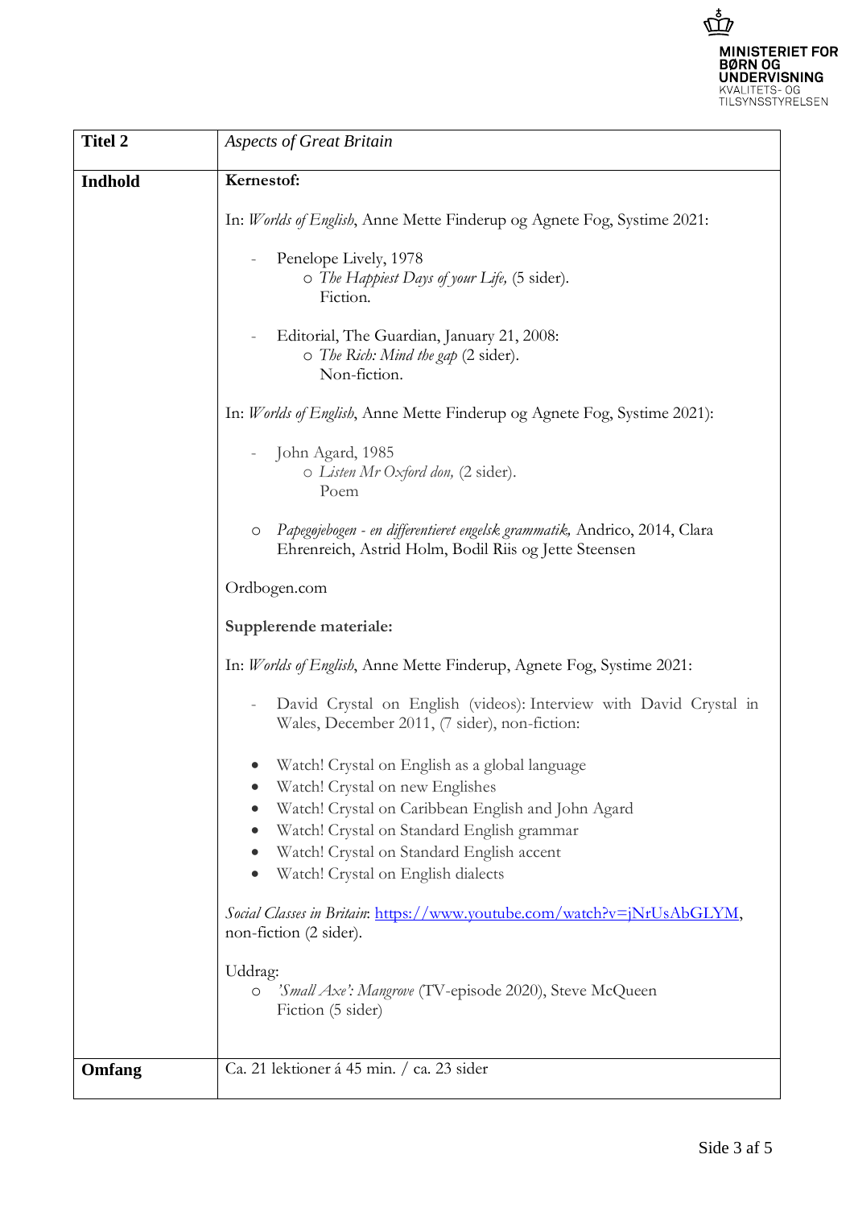| **Titel 2** | *Aspects of Great Britain* |
|---|---|
| **Indhold** | **Kernestof:**<br><br>In: *Worlds of English*, Anne Mette Finderup og Agnete Fog, Systime 2021:<br><br>- Penelope Lively, 1978<br>  - *The Happiest Days of your Life,* (5 sider). Fiction.<br><br>- Editorial, The Guardian, January 21, 2008:<br>  - *The Rich: Mind the gap* (2 sider). Non-fiction.<br><br>In: *Worlds of English*, Anne Mette Finderup og Agnete Fog, Systime 2021):<br><br>- John Agard, 1985<br>  - *Listen Mr Oxford don,* (2 sider). Poem<br><br>- *Papegøjebogen - en differentieret engelsk grammatik,* Andrico, 2014, Clara Ehrenreich, Astrid Holm, Bodil Riis og Jette Steensen<br><br>Ordbogen.com<br><br>**Supplerende materiale:**<br><br>In: *Worlds of English*, Anne Mette Finderup, Agnete Fog, Systime 2021:<br><br>- David Crystal on English (videos): Interview with David Crystal in Wales, December 2011, (7 sider), non-fiction:<br><br>- Watch! Crystal on English as a global language<br>- Watch! Crystal on new Englishes<br>- Watch! Crystal on Caribbean English and John Agard<br>- Watch! Crystal on Standard English grammar<br>- Watch! Crystal on Standard English accent<br>- Watch! Crystal on English dialects<br><br>*Social Classes in Britain*: https://www.youtube.com/watch?v=jNrUsAbGLYM, non-fiction (2 sider).<br><br>Uddrag:<br>- *'Small Axe': Mangrove* (TV-episode 2020), Steve McQueen Fiction (5 sider) |
| **Omfang** | Ca. 21 lektioner á 45 min. / ca. 23 sider |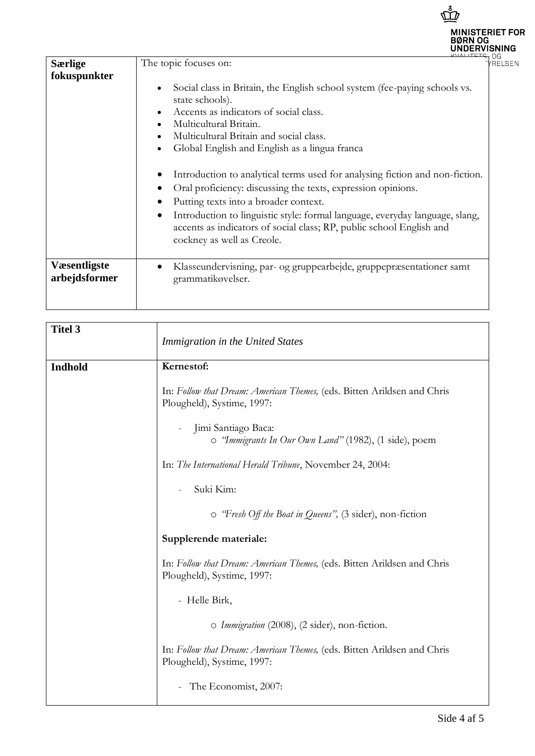| Særlige fokuspunkter | The topic focuses on:<br><br>• Social class in Britain, the English school system (fee-paying schools vs. state schools).<br>• Accents as indicators of social class.<br>• Multicultural Britain.<br>• Multicultural Britain and social class.<br>• Global English and English as a lingua franca<br><br>• Introduction to analytical terms used for analysing fiction and non-fiction.<br>• Oral proficiency: discussing the texts, expression opinions.<br>• Putting texts into a broader context.<br>• Introduction to linguistic style: formal language, everyday language, slang, accents as indicators of social class; RP, public school English and cockney as well as Creole. |
|---|---|
| **Væsentligste arbejdsformer** | • Klasseundervisning, par- og gruppearbejde, gruppepræsentationer samt grammatikøvelser. |

| **Titel 3** | *Immigration in the United States* |
|---|---|
| **Indhold** | **Kernestof:**<br><br>In: *Follow that Dream: American Themes,* (eds. Bitten Arildsen and Chris Plougheld), Systime, 1997:<br><br>- Jimi Santiago Baca:<br>  o *"Immigrants In Our Own Land"* (1982), (1 side), poem<br><br>In: *The International Herald Tribune*, November 24, 2004:<br><br>- Suki Kim:<br>  o *"Fresh Off the Boat in Queens",* (3 sider), non-fiction<br><br>**Supplerende materiale:**<br><br>In: *Follow that Dream: American Themes,* (eds. Bitten Arildsen and Chris Plougheld), Systime, 1997:<br><br>- Helle Birk,<br>  o *Immigration* (2008), (2 sider), non-fiction.<br><br>In: *Follow that Dream: American Themes,* (eds. Bitten Arildsen and Chris Plougheld), Systime, 1997:<br><br>- The Economist, 2007: |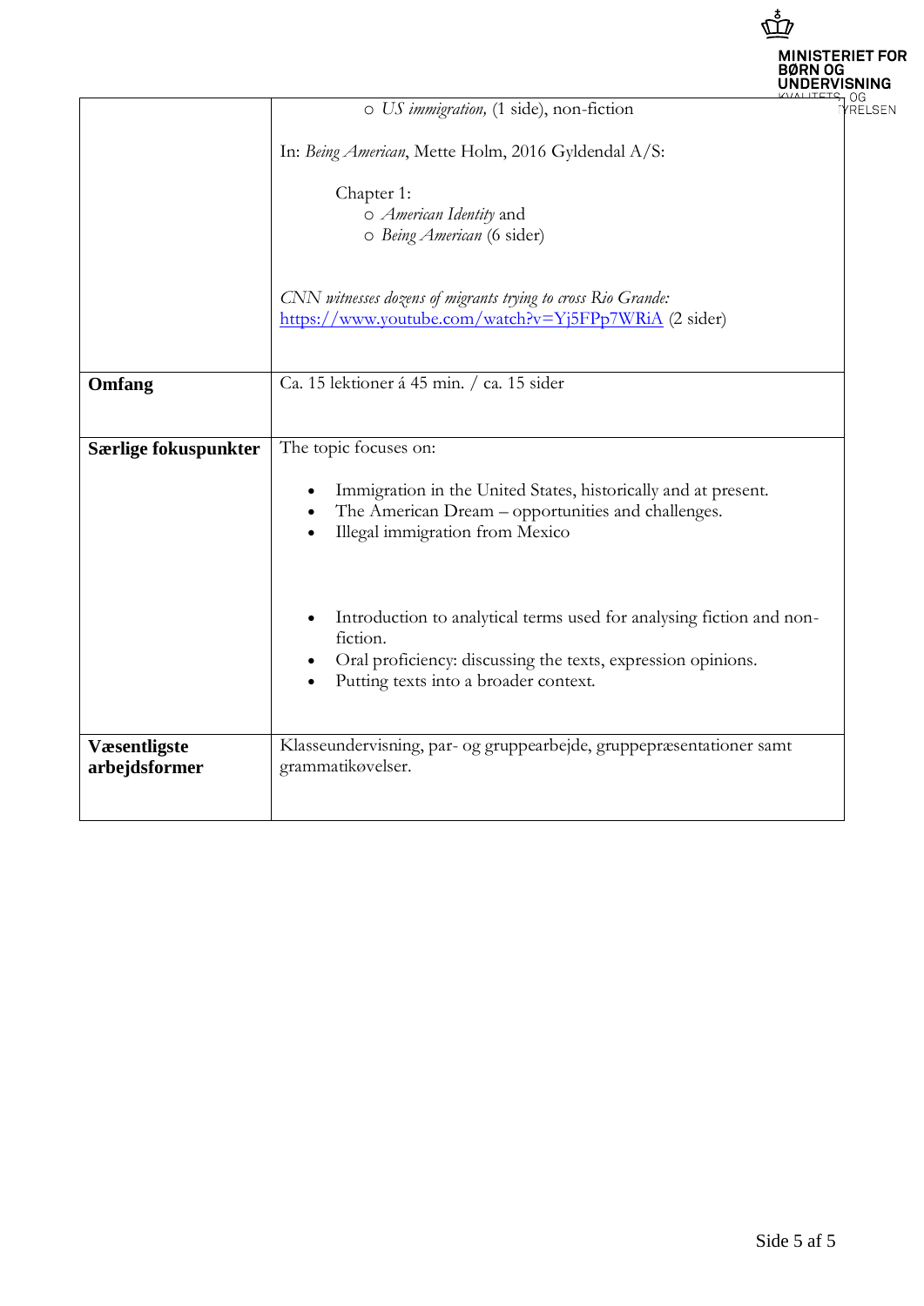| | |
|---|---|
| | ○ *US immigration,* (1 side), non-fiction<br><br>In: *Being American*, Mette Holm, 2016 Gyldendal A/S:<br><br>Chapter 1:<br>○ *American Identity* and<br>○ *Being American* (6 sider)<br><br>*CNN witnesses dozens of migrants trying to cross Rio Grande:* https://www.youtube.com/watch?v=Yj5FPp7WRiA (2 sider) |
| **Omfang** | Ca. 15 lektioner á 45 min. / ca. 15 sider |
| **Særlige fokuspunkter** | The topic focuses on:<br><br>• Immigration in the United States, historically and at present.<br>• The American Dream – opportunities and challenges.<br>• Illegal immigration from Mexico<br><br>• Introduction to analytical terms used for analysing fiction and non-fiction.<br>• Oral proficiency: discussing the texts, expression opinions.<br>• Putting texts into a broader context. |
| **Væsentligste arbejdsformer** | Klasseundervisning, par- og gruppearbejde, gruppepræsentationer samt grammatikøvelser. |